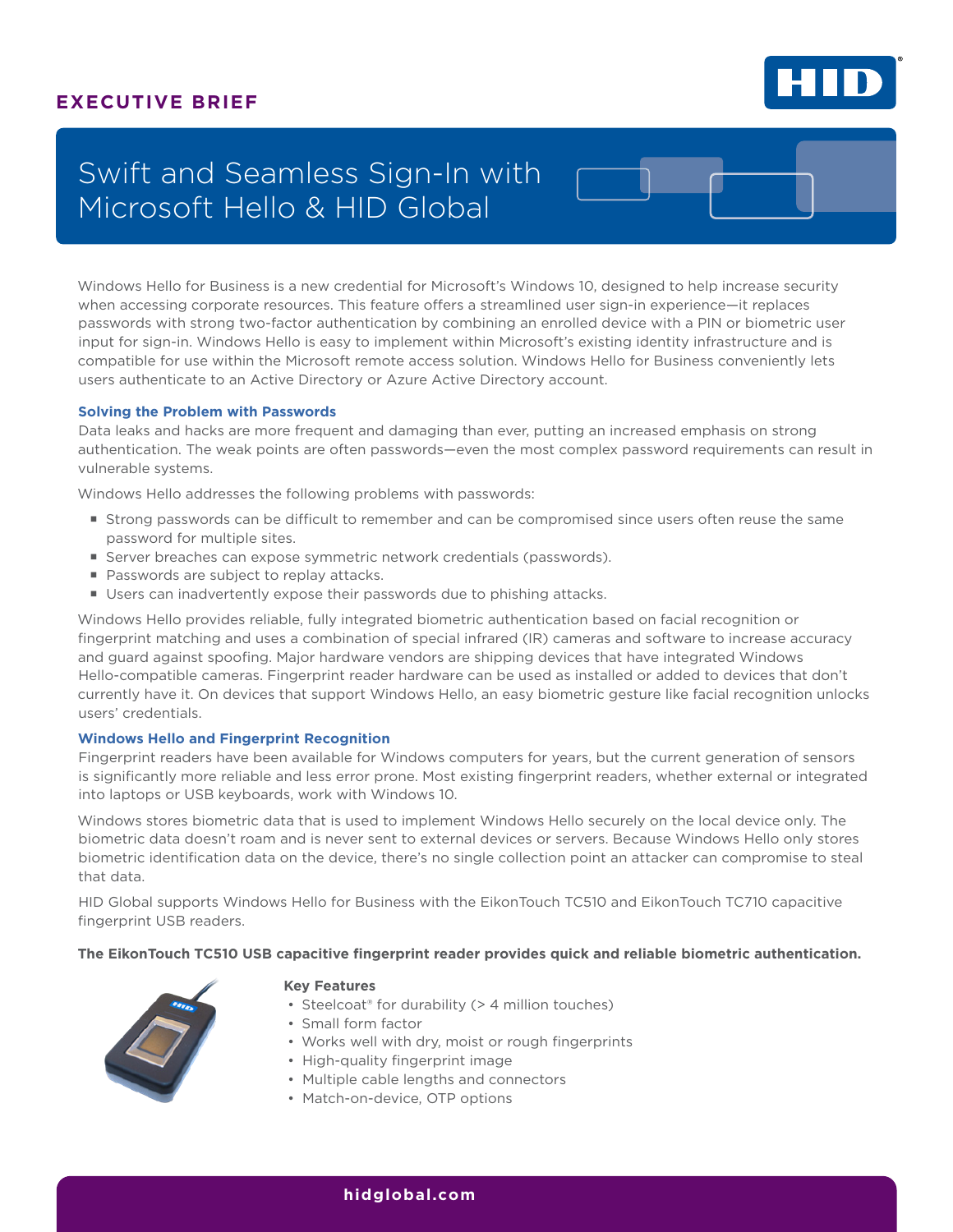**EXECUTIVE BRIEF**

# Swift and Seamless Sign-In with Microsoft Hello & HID Global

Windows Hello for Business is a new credential for Microsoft's Windows 10, designed to help increase security when accessing corporate resources. This feature offers a streamlined user sign-in experience—it replaces passwords with strong two-factor authentication by combining an enrolled device with a PIN or biometric user input for sign-in. Windows Hello is easy to implement within Microsoft's existing identity infrastructure and is compatible for use within the Microsoft remote access solution. Windows Hello for Business conveniently lets users authenticate to an Active Directory or Azure Active Directory account.

## Solving the Problem with Passwords

Data leaks and hacks are more frequent and damaging than ever, putting an increased emphasis on strong authentication. The weak points are often passwords—even the most complex password requirements can result in vulnerable systems.

Windows Hello addresses the following problems with passwords:

- Strong passwords can be difficult to remember and can be compromised since users often reuse the same password for multiple sites.
- Server breaches can expose symmetric network credentials (passwords).
- Passwords are subject to replay attacks.
- Users can inadvertently expose their passwords due to phishing attacks.

Windows Hello provides reliable, fully integrated biometric authentication based on facial recognition or fingerprint matching and uses a combination of special infrared (IR) cameras and software to increase accuracy and guard against spoofing. Major hardware vendors are shipping devices that have integrated Windows Hello-compatible cameras. Fingerprint reader hardware can be used as installed or added to devices that don't currently have it. On devices that support Windows Hello, an easy biometric gesture like facial recognition unlocks users' credentials.

## Windows Hello and Fingerprint Recognition

Fingerprint readers have been available for Windows computers for years, but the current generation of sensors is significantly more reliable and less error prone. Most existing fingerprint readers, whether external or integrated into laptops or USB keyboards, work with Windows 10.

Windows stores biometric data that is used to implement Windows Hello securely on the local device only. The biometric data doesn't roam and is never sent to external devices or servers. Because Windows Hello only stores biometric identification data on the device, there's no single collection point an attacker can compromise to steal that data.

HID Global supports Windows Hello for Business with the EikonTouch TC510 and EikonTouch TC710 capacitive fingerprint USB readers.

**The EikonTouch TC510 USB capacitive fingerprint reader provides quick and reliable biometric authentication.**

**Key Features**

- Steelcoat® for durability (> 4 million touches)
- Small form factor
- Works well with dry, moist or rough fingerprints
- High-quality fingerprint image
- Multiple cable lengths and connectors
- Match-on-device, OTP options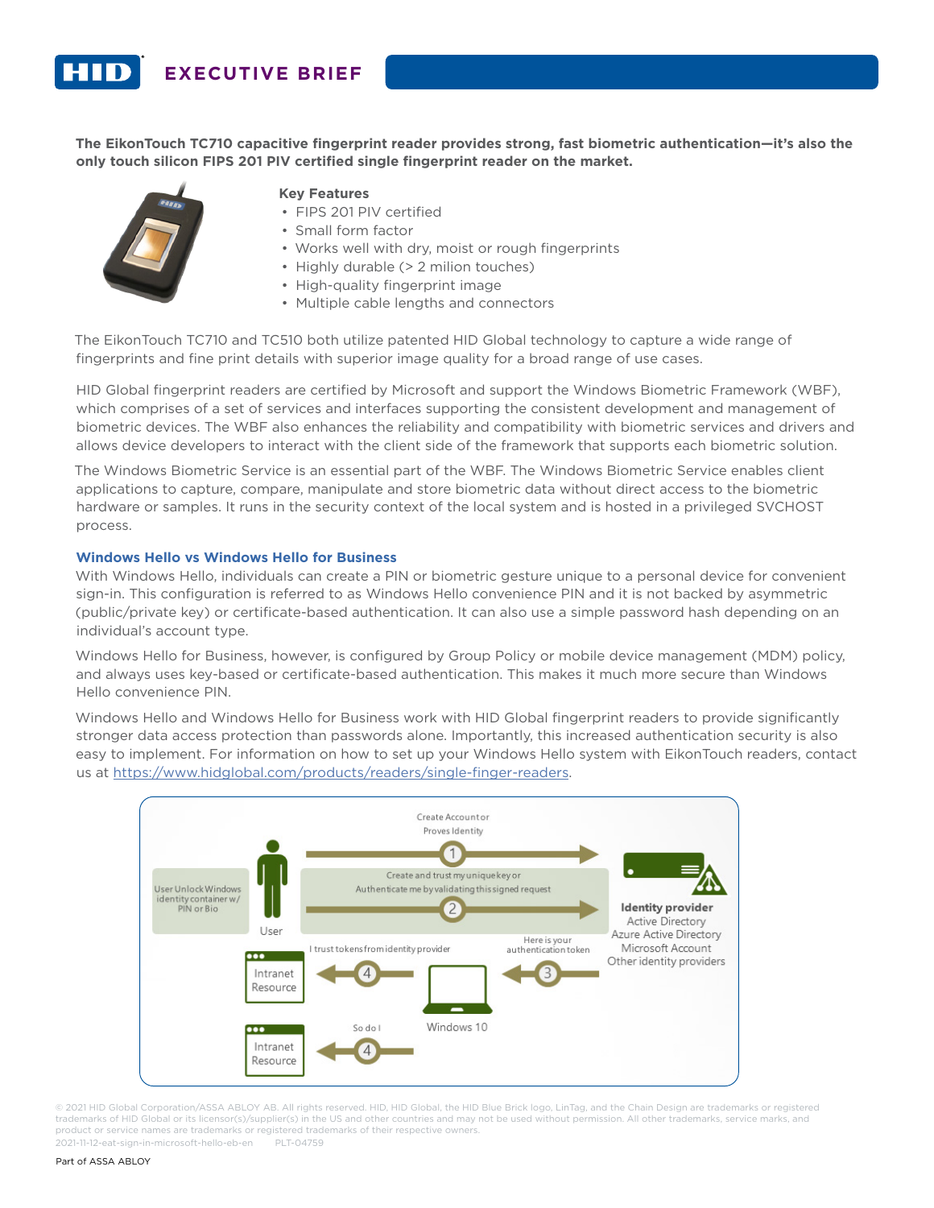**The EikonTouch TC710 capacitive fingerprint reader provides strong, fast biometric authentication—it's also the only touch silicon FIPS 201 PIV certified single fingerprint reader on the market.**

**Key Features**

- FIPS 201 PIV certified
- Small form factor
- Works well with dry, moist or rough fingerprints
- Highly durable (> 2 milion touches)
- High-quality fingerprint image
- Multiple cable lengths and connectors

The EikonTouch TC710 and TC510 both utilize patented HID Global technology to capture a wide range of fingerprints and fine print details with superior image quality for a broad range of use cases.

HID Global fingerprint readers are certified by Microsoft and support the Windows Biometric Framework (WBF), which comprises of a set of services and interfaces supporting the consistent development and management of biometric devices. The WBF also enhances the reliability and compatibility with biometric services and drivers and allows device developers to interact with the client side of the framework that supports each biometric solution.

The Windows Biometric Service is an essential part of the WBF. The Windows Biometric Service enables client applications to capture, compare, manipulate and store biometric data without direct access to the biometric hardware or samples. It runs in the security context of the local system and is hosted in a privileged SVCHOST process.

### Windows Hello vs Windows Hello for Business

With Windows Hello, individuals can create a PIN or biometric gesture unique to a personal device for convenient sign-in. This configuration is referred to as Windows Hello convenience PIN and it is not backed by asymmetric (public/private key) or certificate-based authentication. It can also use a simple password hash depending on an individual's account type.

Windows Hello for Business, however, is configured by Group Policy or mobile device management (MDM) policy, and always uses key-based or certificate-based authentication. This makes it much more secure than Windows Hello convenience PIN.

Windows Hello and Windows Hello for Business work with HID Global fingerprint readers to provide significantly stronger data access protection than passwords alone. Importantly, this increased authentication security is also easy to implement. For information on how to set up your Windows Hello system with EikonTouch readers, contact us at https://www.hidglobal.com/products/readers/single-finger-readers.

User Unlock Windows identity container w/ PIN or Bio

User

1 Create Account or Proves Identity

2 Create and trust my unique key or Authenticate me by validating this signed request

Identity provider
Active Directory
Azure Active Directory
Microsoft Account
Other identity providers

3 Here is your authentication token

Windows 10

4 I trust tokens from identity provider

Intranet Resource

4 So do I

Intranet Resource

© 2021 HID Global Corporation/ASSA ABLOY AB. All rights reserved. HID, HID Global, the HID Blue Brick logo, LinTag, and the Chain Design are trademarks or registered trademarks of HID Global or its licensor(s)/supplier(s) in the US and other countries and may not be used without permission. All other trademarks, service marks, and product or service names are trademarks or registered trademarks of their respective owners.
2021-11-12-eat-sign-in-microsoft-hello-eb-en PLT-04759

Part of ASSA ABLOY